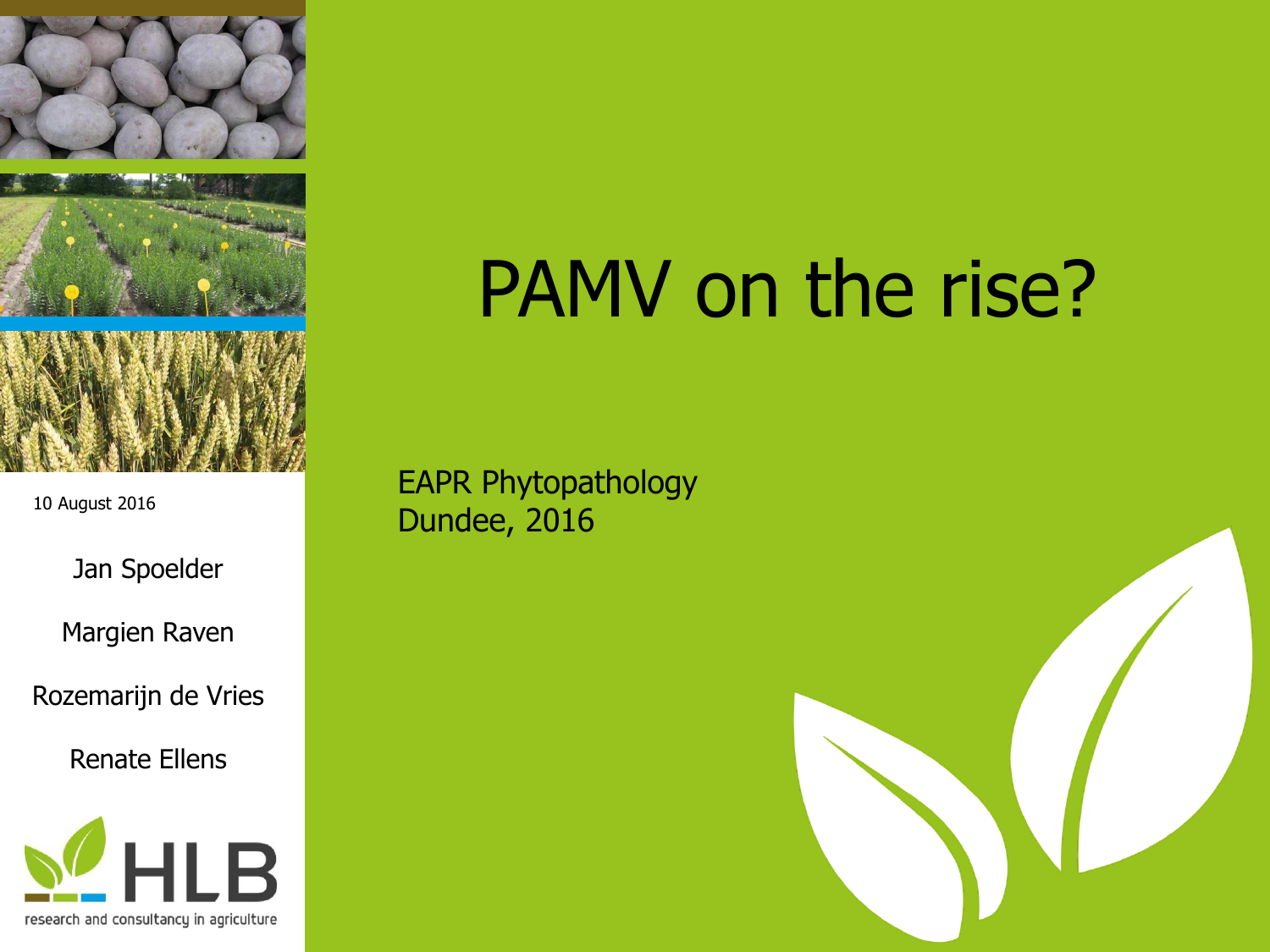# PAMV on the rise?

EAPR Phytopathology
Dundee, 2016

10 August 2016

Jan Spoelder

Margien Raven

Rozemarijn de Vries

Renate Ellens

HLB
research and consultancy in agriculture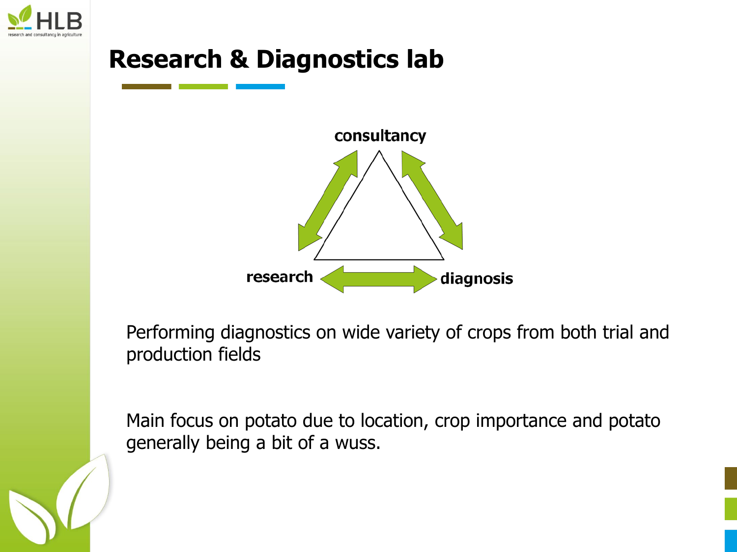# Research & Diagnostics lab

consultancy

research

diagnosis

Performing diagnostics on wide variety of crops from both trial and production fields

Main focus on potato due to location, crop importance and potato generally being a bit of a wuss.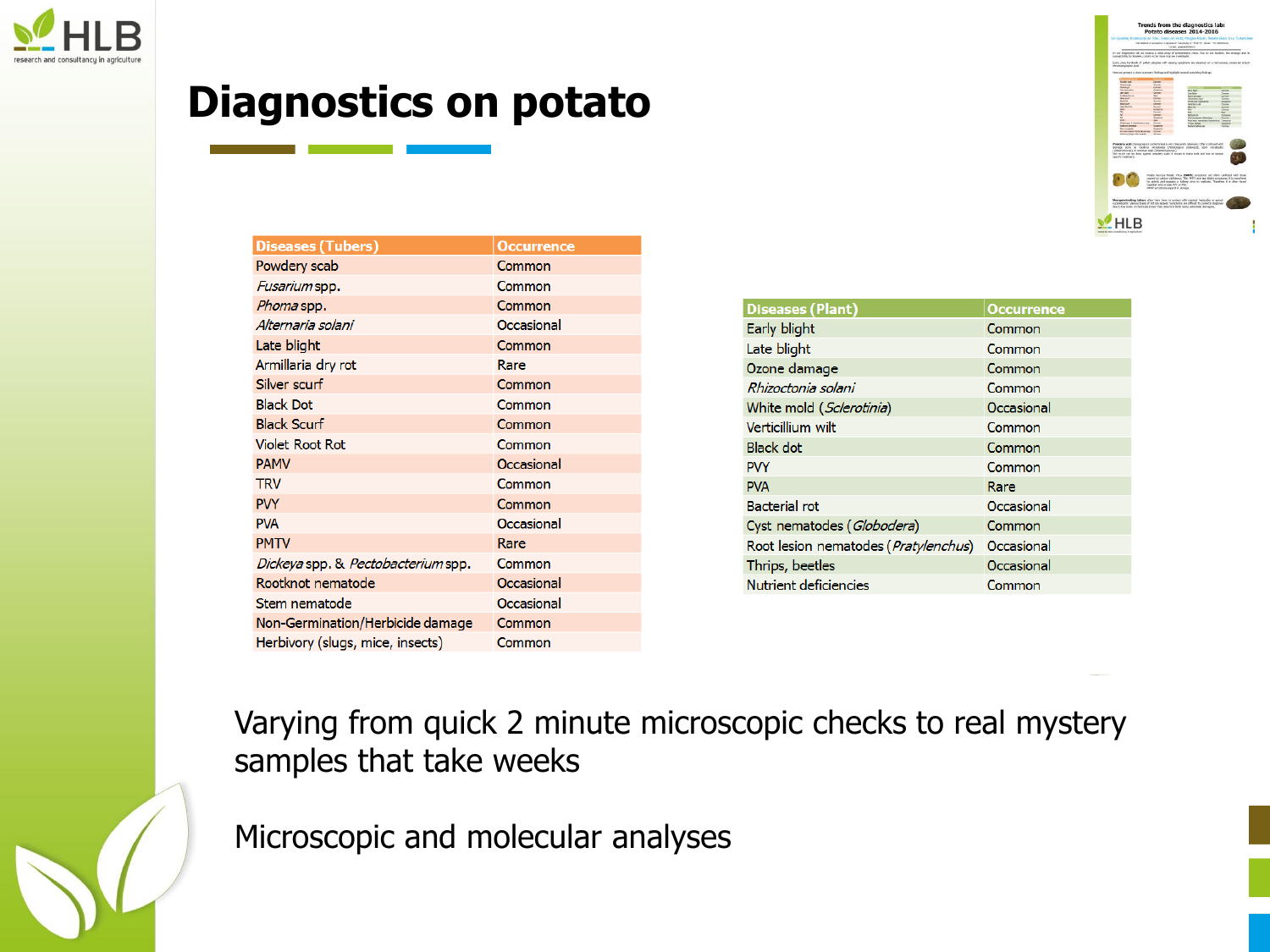# Diagnostics on potato

| Diseases (Tubers) | Occurrence |
|---|---|
| Powdery scab | Common |
| *Fusarium* spp. | Common |
| *Phoma* spp. | Common |
| *Alternaria solani* | Occasional |
| Late blight | Common |
| Armillaria dry rot | Rare |
| Silver scurf | Common |
| Black Dot | Common |
| Black Scurf | Common |
| Violet Root Rot | Common |
| PAMV | Occasional |
| TRV | Common |
| PVY | Common |
| PVA | Occasional |
| PMTV | Rare |
| *Dickeya* spp. & *Pectobacterium* spp. | Common |
| Rootknot nematode | Occasional |
| Stem nematode | Occasional |
| Non-Germination/Herbicide damage | Common |
| Herbivory (slugs, mice, insects) | Common |

| Diseases (Plant) | Occurrence |
|---|---|
| Early blight | Common |
| Late blight | Common |
| Ozone damage | Common |
| *Rhizoctonia solani* | Common |
| White mold (*Sclerotinia*) | Occasional |
| Verticillium wilt | Common |
| Black dot | Common |
| PVY | Common |
| PVA | Rare |
| Bacterial rot | Occasional |
| Cyst nematodes (*Globodera*) | Common |
| Root lesion nematodes (*Pratylenchus*) | Occasional |
| Thrips, beetles | Occasional |
| Nutrient deficiencies | Common |

Varying from quick 2 minute microscopic checks to real mystery samples that take weeks

Microscopic and molecular analyses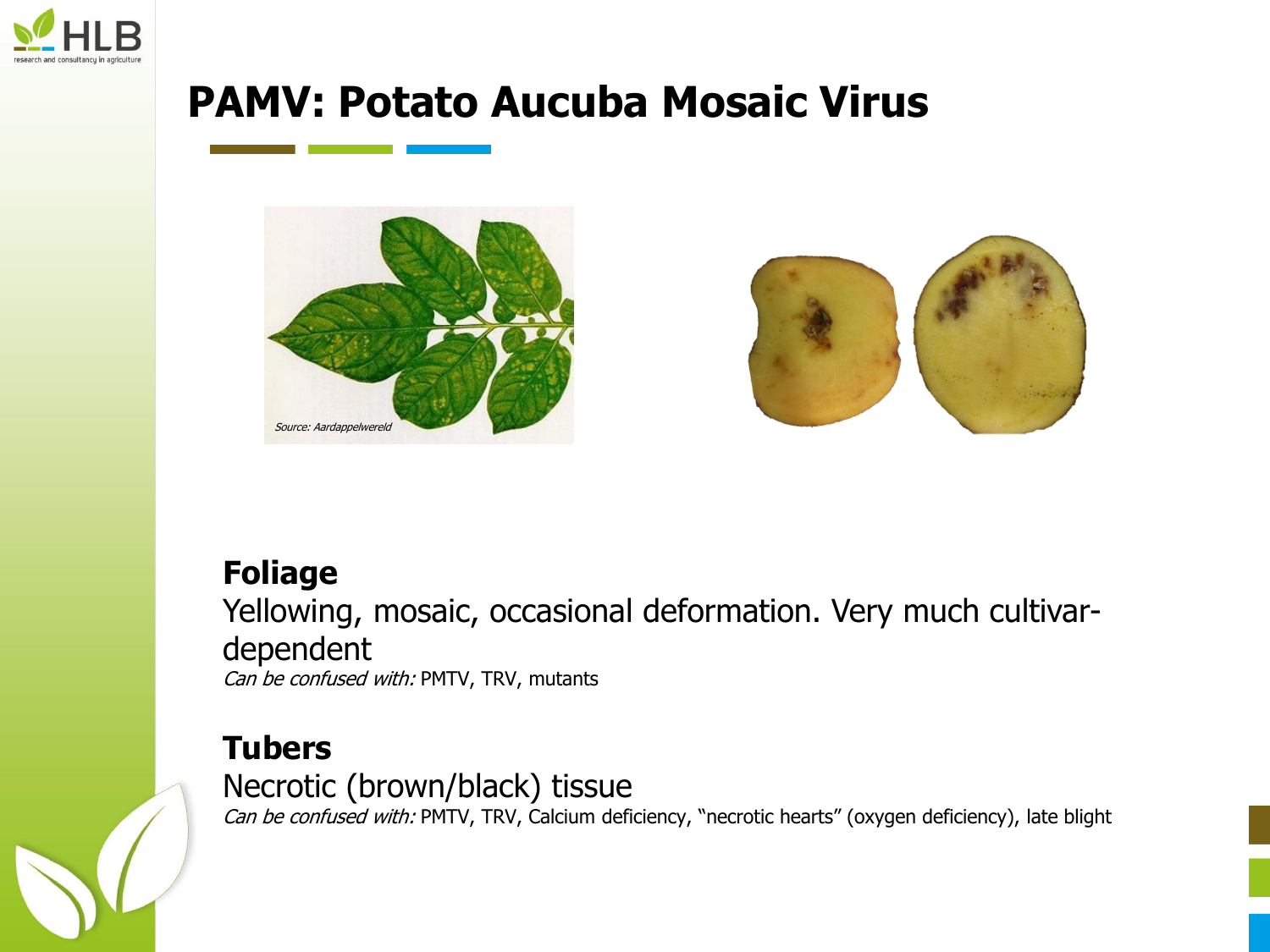# PAMV: Potato Aucuba Mosaic Virus

Source: Aardappelwereld

## Foliage

Yellowing, mosaic, occasional deformation. Very much cultivar-dependent

*Can be confused with:* PMTV, TRV, mutants

## Tubers

Necrotic (brown/black) tissue

*Can be confused with:* PMTV, TRV, Calcium deficiency, "necrotic hearts" (oxygen deficiency), late blight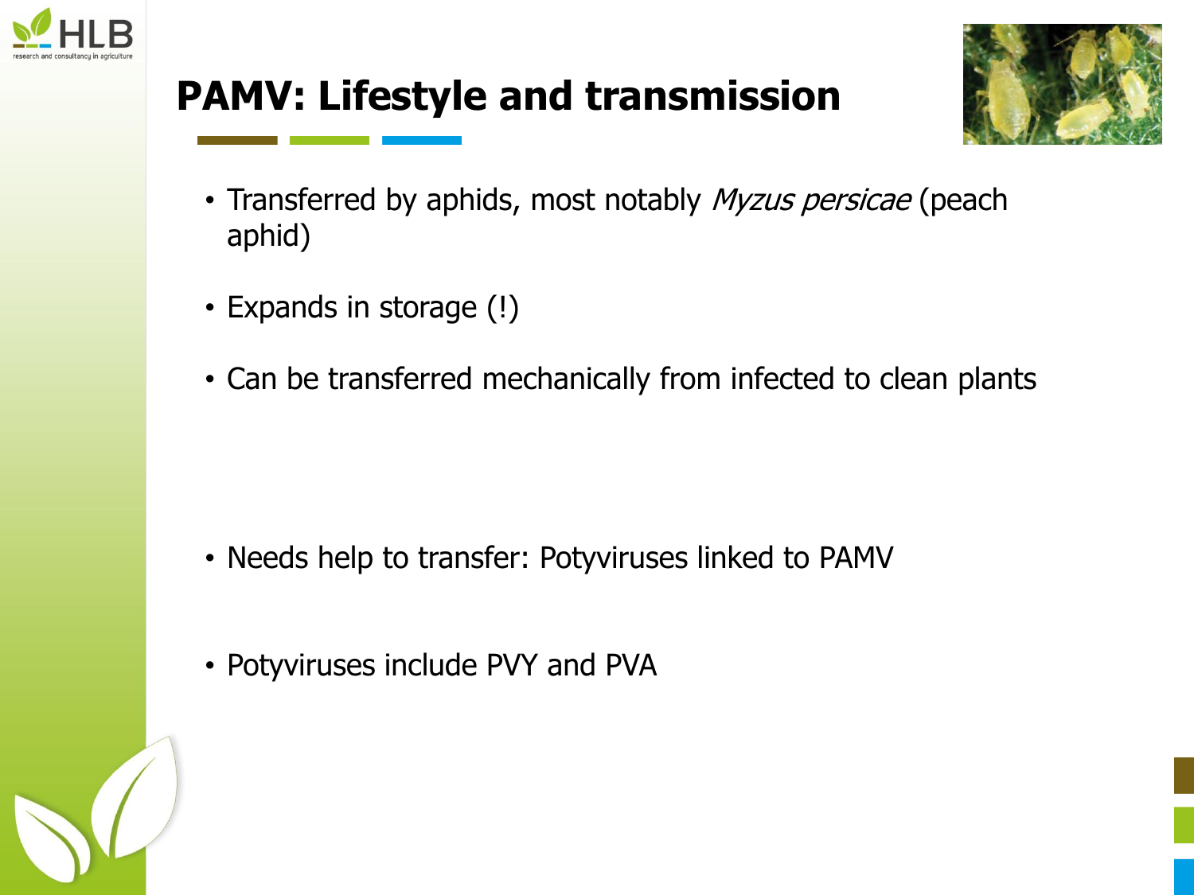# PAMV: Lifestyle and transmission

- Transferred by aphids, most notably *Myzus persicae* (peach aphid)
- Expands in storage (!)
- Can be transferred mechanically from infected to clean plants
- Needs help to transfer: Potyviruses linked to PAMV
- Potyviruses include PVY and PVA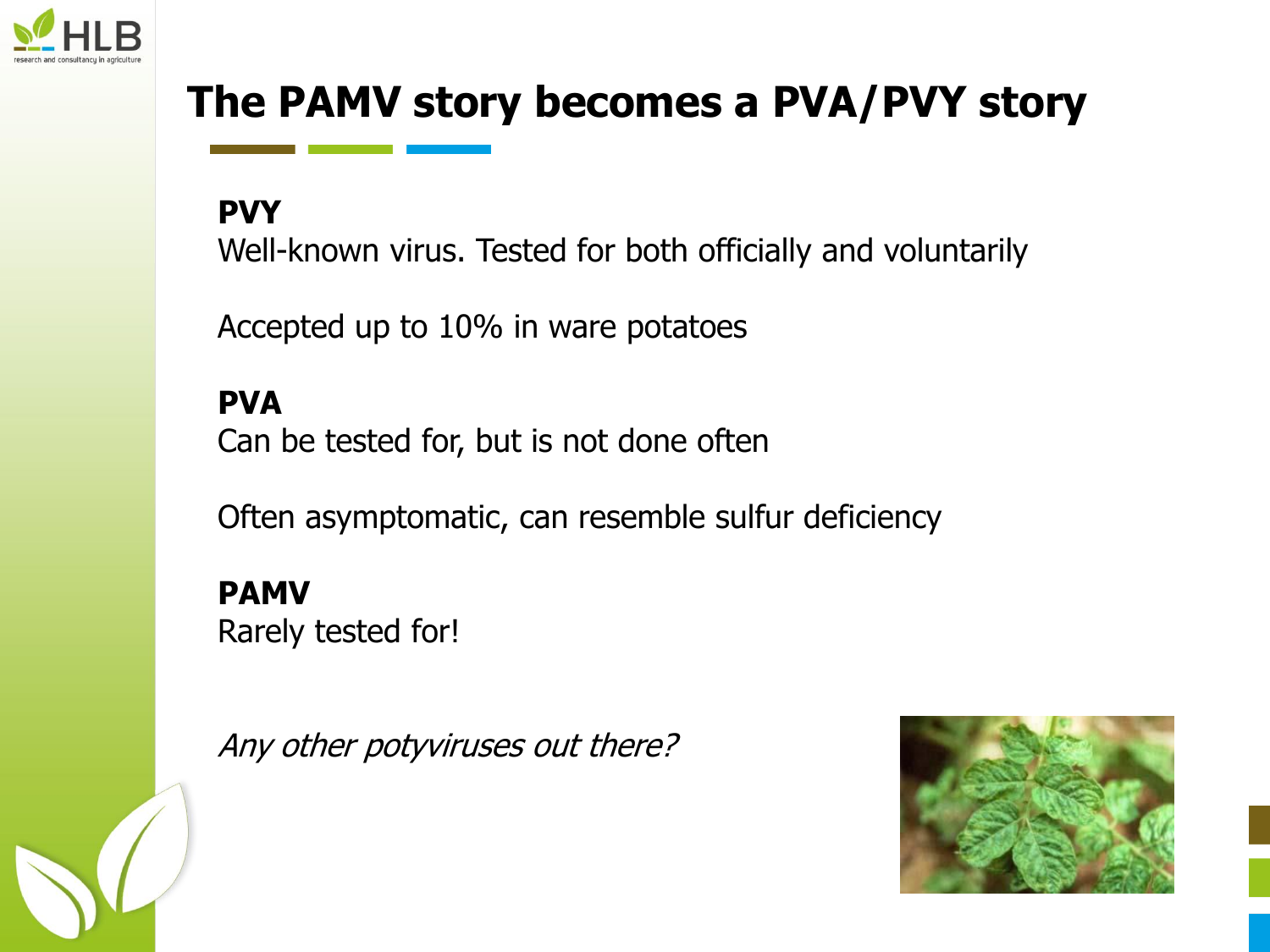# The PAMV story becomes a PVA/PVY story

**PVY**

Well-known virus. Tested for both officially and voluntarily

Accepted up to 10% in ware potatoes

**PVA**

Can be tested for, but is not done often

Often asymptomatic, can resemble sulfur deficiency

**PAMV**

Rarely tested for!

*Any other potyviruses out there?*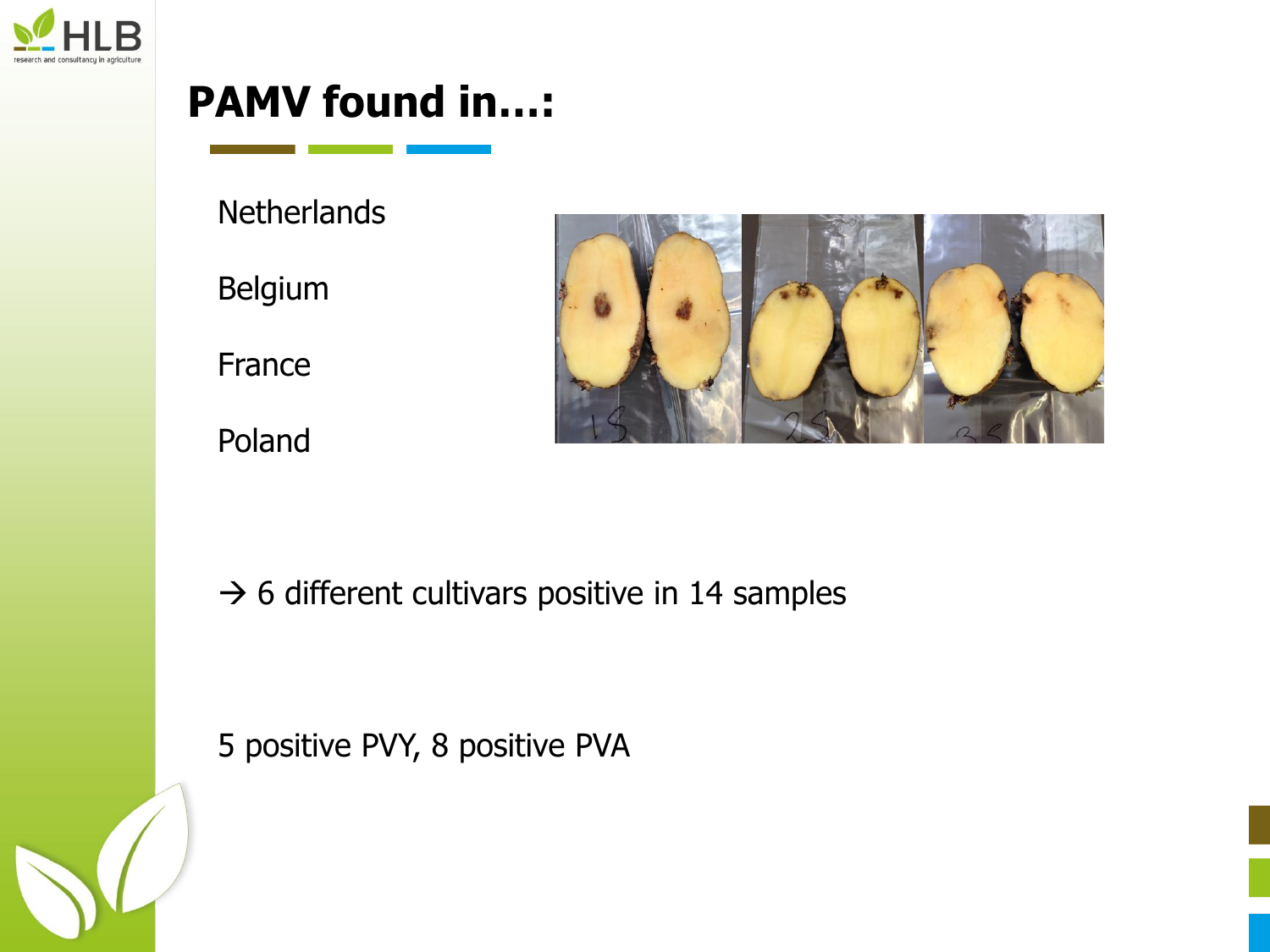# PAMV found in…:

Netherlands

Belgium

France

Poland

→ 6 different cultivars positive in 14 samples

5 positive PVY, 8 positive PVA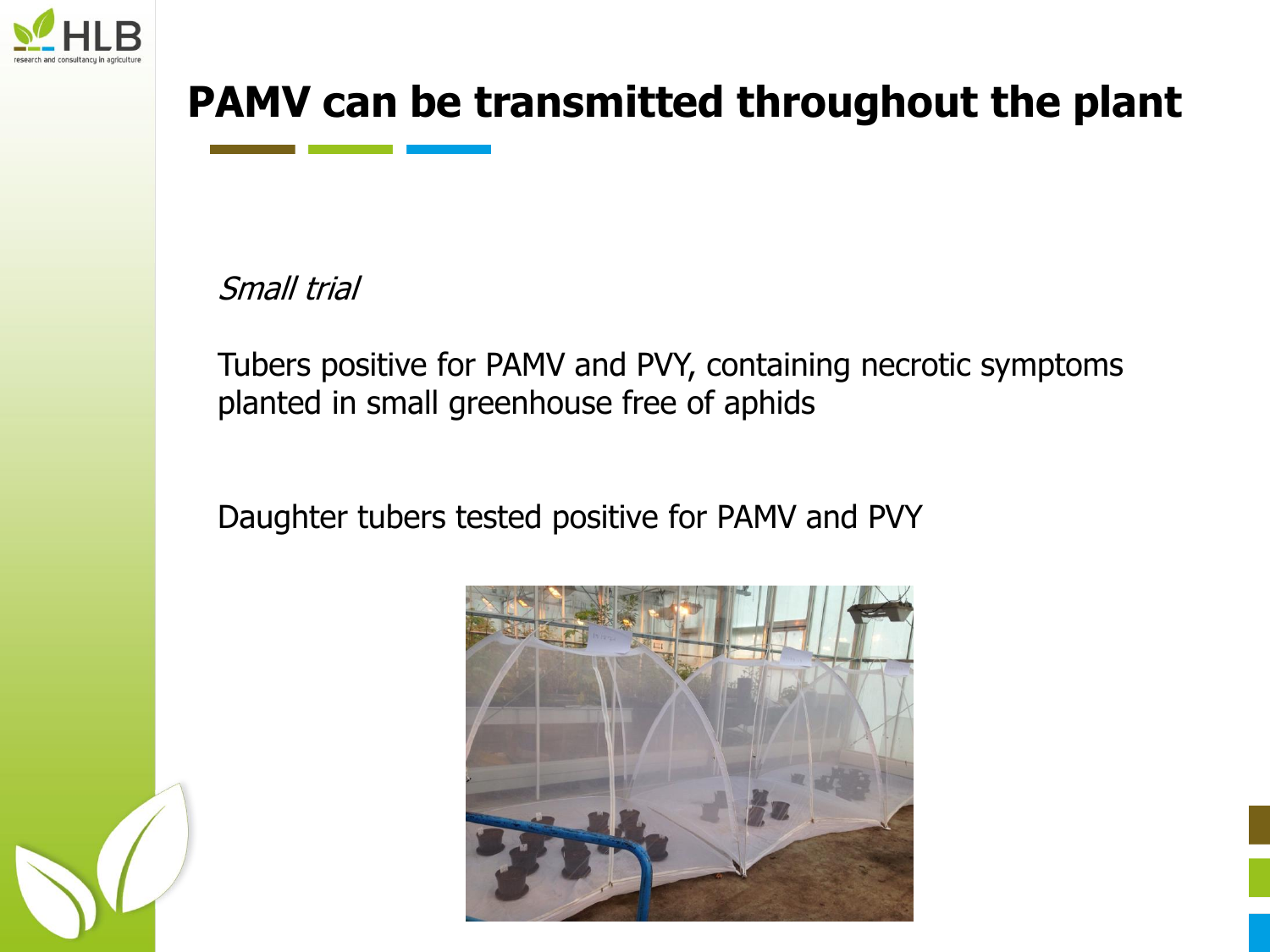# PAMV can be transmitted throughout the plant

*Small trial*

Tubers positive for PAMV and PVY, containing necrotic symptoms planted in small greenhouse free of aphids

Daughter tubers tested positive for PAMV and PVY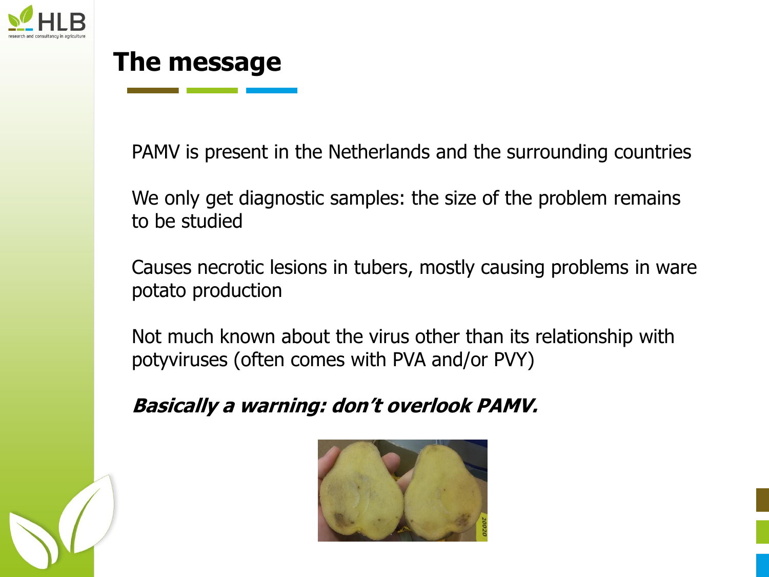# The message

PAMV is present in the Netherlands and the surrounding countries

We only get diagnostic samples: the size of the problem remains to be studied

Causes necrotic lesions in tubers, mostly causing problems in ware potato production

Not much known about the virus other than its relationship with potyviruses (often comes with PVA and/or PVY)

***Basically a warning: don't overlook PAMV.***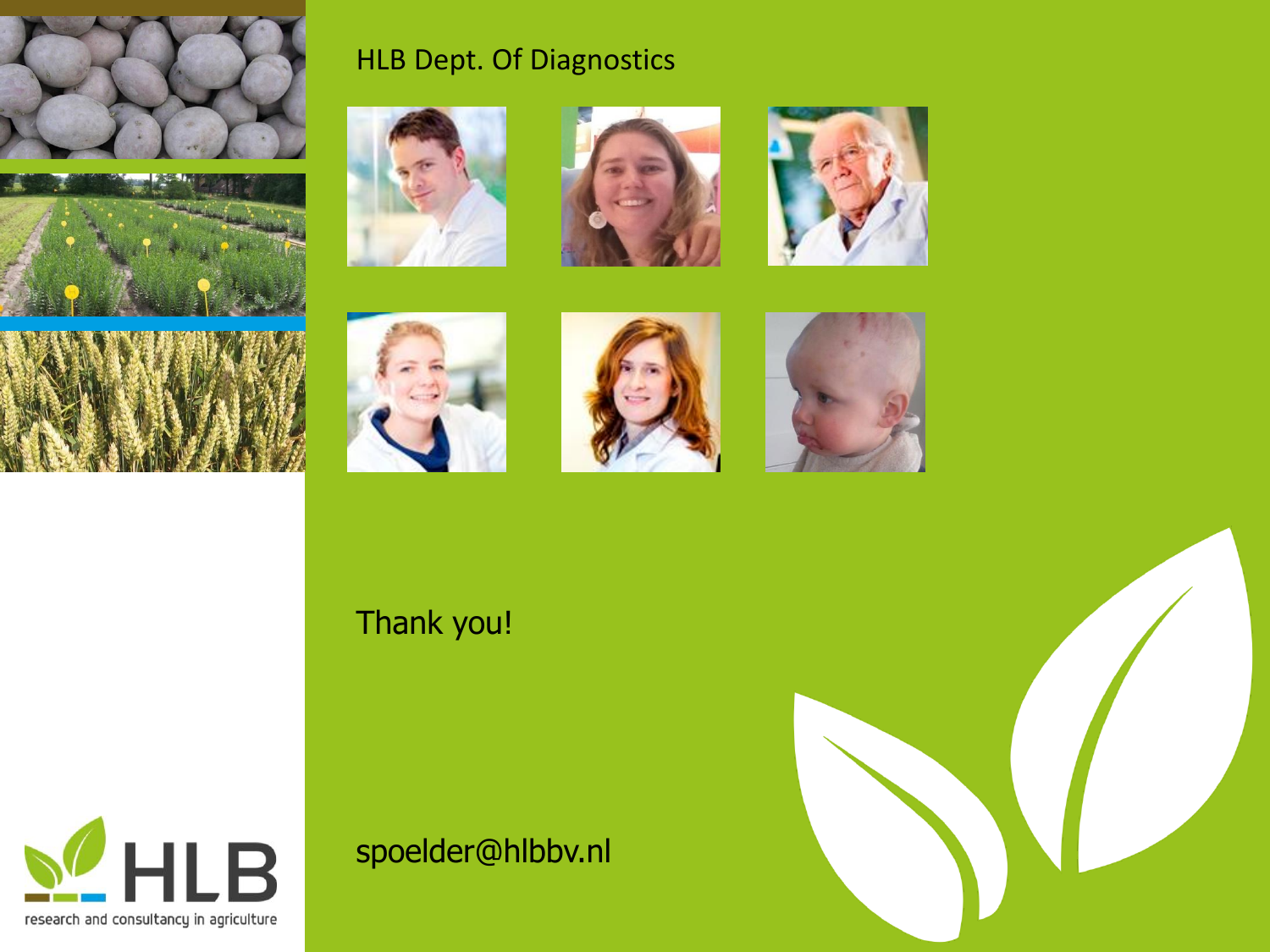HLB Dept. Of Diagnostics

Thank you!

spoelder@hlbbv.nl

HLB research and consultancy in agriculture